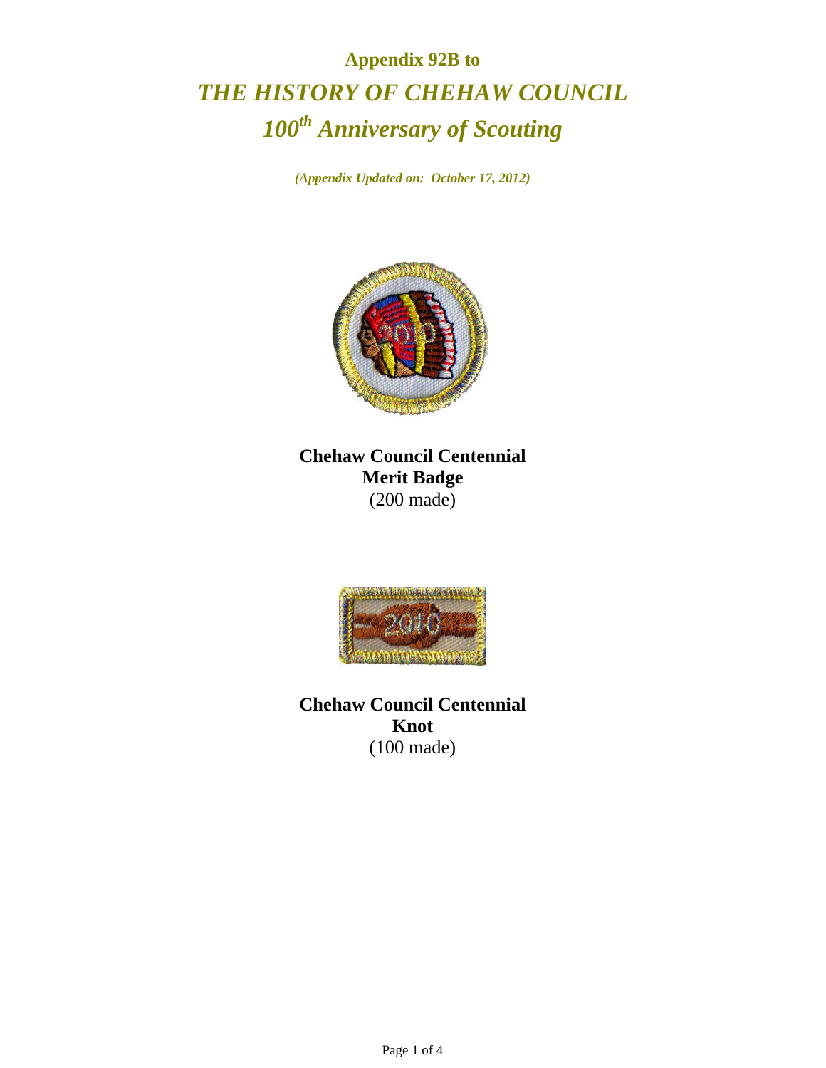# Appendix 92B to

# *THE HISTORY OF CHEHAW COUNCIL*

# *100th Anniversary of Scouting*

***(Appendix Updated on: October 17, 2012)***

**Chehaw Council Centennial**
**Merit Badge**
(200 made)

**Chehaw Council Centennial**
**Knot**
(100 made)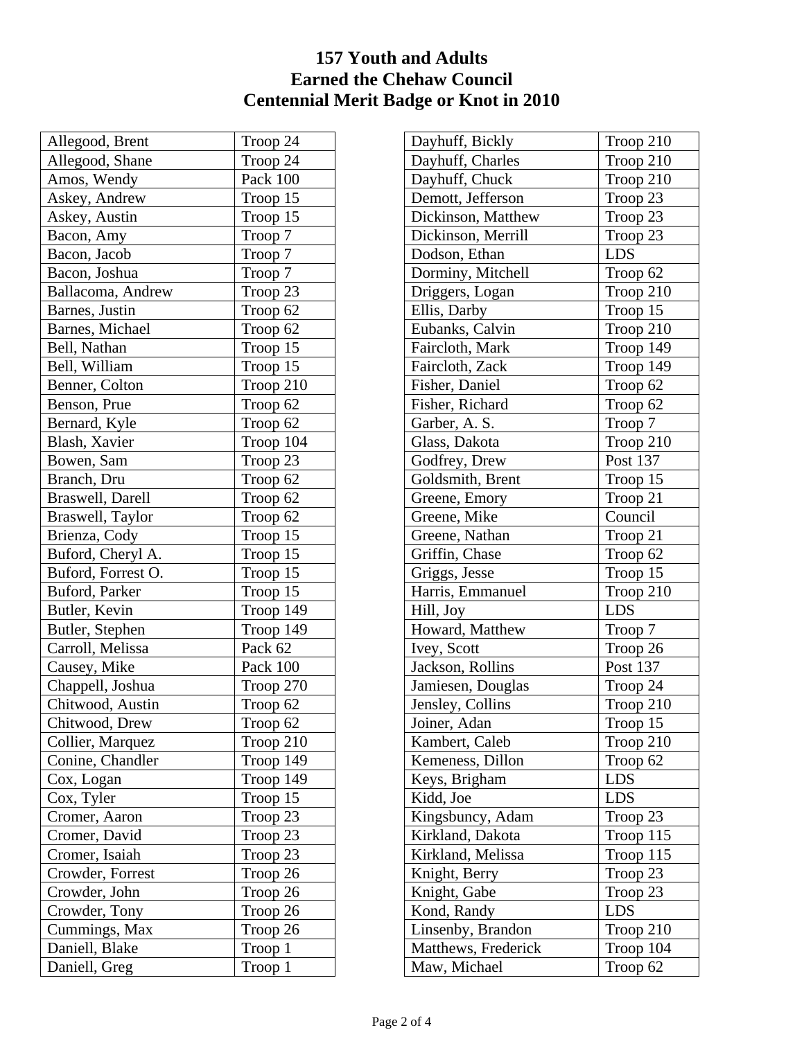# 157 Youth and Adults Earned the Chehaw Council Centennial Merit Badge or Knot in 2010

| Name | Unit |
|---|---|
| Allegood, Brent | Troop 24 |
| Allegood, Shane | Troop 24 |
| Amos, Wendy | Pack 100 |
| Askey, Andrew | Troop 15 |
| Askey, Austin | Troop 15 |
| Bacon, Amy | Troop 7 |
| Bacon, Jacob | Troop 7 |
| Bacon, Joshua | Troop 7 |
| Ballacoma, Andrew | Troop 23 |
| Barnes, Justin | Troop 62 |
| Barnes, Michael | Troop 62 |
| Bell, Nathan | Troop 15 |
| Bell, William | Troop 15 |
| Benner, Colton | Troop 210 |
| Benson, Prue | Troop 62 |
| Bernard, Kyle | Troop 62 |
| Blash, Xavier | Troop 104 |
| Bowen, Sam | Troop 23 |
| Branch, Dru | Troop 62 |
| Braswell, Darell | Troop 62 |
| Braswell, Taylor | Troop 62 |
| Brienza, Cody | Troop 15 |
| Buford, Cheryl A. | Troop 15 |
| Buford, Forrest O. | Troop 15 |
| Buford, Parker | Troop 15 |
| Butler, Kevin | Troop 149 |
| Butler, Stephen | Troop 149 |
| Carroll, Melissa | Pack 62 |
| Causey, Mike | Pack 100 |
| Chappell, Joshua | Troop 270 |
| Chitwood, Austin | Troop 62 |
| Chitwood, Drew | Troop 62 |
| Collier, Marquez | Troop 210 |
| Conine, Chandler | Troop 149 |
| Cox, Logan | Troop 149 |
| Cox, Tyler | Troop 15 |
| Cromer, Aaron | Troop 23 |
| Cromer, David | Troop 23 |
| Cromer, Isaiah | Troop 23 |
| Crowder, Forrest | Troop 26 |
| Crowder, John | Troop 26 |
| Crowder, Tony | Troop 26 |
| Cummings, Max | Troop 26 |
| Daniell, Blake | Troop 1 |
| Daniell, Greg | Troop 1 |
| Dayhuff, Bickly | Troop 210 |
| Dayhuff, Charles | Troop 210 |
| Dayhuff, Chuck | Troop 210 |
| Demott, Jefferson | Troop 23 |
| Dickinson, Matthew | Troop 23 |
| Dickinson, Merrill | Troop 23 |
| Dodson, Ethan | LDS |
| Dorminy, Mitchell | Troop 62 |
| Driggers, Logan | Troop 210 |
| Ellis, Darby | Troop 15 |
| Eubanks, Calvin | Troop 210 |
| Faircloth, Mark | Troop 149 |
| Faircloth, Zack | Troop 149 |
| Fisher, Daniel | Troop 62 |
| Fisher, Richard | Troop 62 |
| Garber, A. S. | Troop 7 |
| Glass, Dakota | Troop 210 |
| Godfrey, Drew | Post 137 |
| Goldsmith, Brent | Troop 15 |
| Greene, Emory | Troop 21 |
| Greene, Mike | Council |
| Greene, Nathan | Troop 21 |
| Griffin, Chase | Troop 62 |
| Griggs, Jesse | Troop 15 |
| Harris, Emmanuel | Troop 210 |
| Hill, Joy | LDS |
| Howard, Matthew | Troop 7 |
| Ivey, Scott | Troop 26 |
| Jackson, Rollins | Post 137 |
| Jamiesen, Douglas | Troop 24 |
| Jensley, Collins | Troop 210 |
| Joiner, Adan | Troop 15 |
| Kambert, Caleb | Troop 210 |
| Kemeness, Dillon | Troop 62 |
| Keys, Brigham | LDS |
| Kidd, Joe | LDS |
| Kingsbuncy, Adam | Troop 23 |
| Kirkland, Dakota | Troop 115 |
| Kirkland, Melissa | Troop 115 |
| Knight, Berry | Troop 23 |
| Knight, Gabe | Troop 23 |
| Kond, Randy | LDS |
| Linsenby, Brandon | Troop 210 |
| Matthews, Frederick | Troop 104 |
| Maw, Michael | Troop 62 |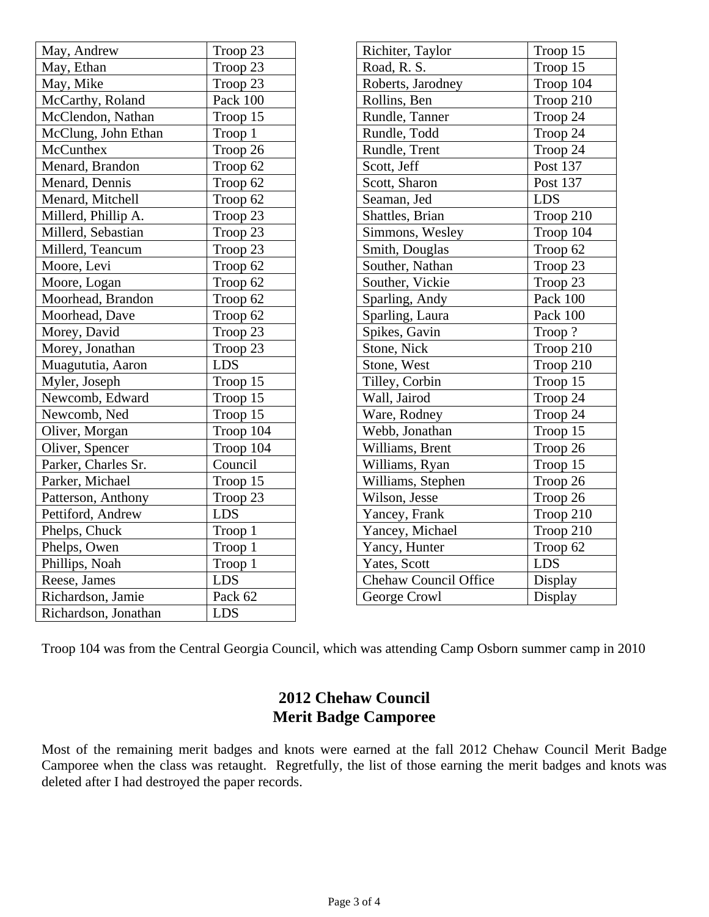| | |
|---|---|
| May, Andrew | Troop 23 |
| May, Ethan | Troop 23 |
| May, Mike | Troop 23 |
| McCarthy, Roland | Pack 100 |
| McClendon, Nathan | Troop 15 |
| McClung, John Ethan | Troop 1 |
| McCunthex | Troop 26 |
| Menard, Brandon | Troop 62 |
| Menard, Dennis | Troop 62 |
| Menard, Mitchell | Troop 62 |
| Millerd, Phillip A. | Troop 23 |
| Millerd, Sebastian | Troop 23 |
| Millerd, Teancum | Troop 23 |
| Moore, Levi | Troop 62 |
| Moore, Logan | Troop 62 |
| Moorhead, Brandon | Troop 62 |
| Moorhead, Dave | Troop 62 |
| Morey, David | Troop 23 |
| Morey, Jonathan | Troop 23 |
| Muagututia, Aaron | LDS |
| Myler, Joseph | Troop 15 |
| Newcomb, Edward | Troop 15 |
| Newcomb, Ned | Troop 15 |
| Oliver, Morgan | Troop 104 |
| Oliver, Spencer | Troop 104 |
| Parker, Charles Sr. | Council |
| Parker, Michael | Troop 15 |
| Patterson, Anthony | Troop 23 |
| Pettiford, Andrew | LDS |
| Phelps, Chuck | Troop 1 |
| Phelps, Owen | Troop 1 |
| Phillips, Noah | Troop 1 |
| Reese, James | LDS |
| Richardson, Jamie | Pack 62 |
| Richardson, Jonathan | LDS |
| Richiter, Taylor | Troop 15 |
| Road, R. S. | Troop 15 |
| Roberts, Jarodney | Troop 104 |
| Rollins, Ben | Troop 210 |
| Rundle, Tanner | Troop 24 |
| Rundle, Todd | Troop 24 |
| Rundle, Trent | Troop 24 |
| Scott, Jeff | Post 137 |
| Scott, Sharon | Post 137 |
| Seaman, Jed | LDS |
| Shattles, Brian | Troop 210 |
| Simmons, Wesley | Troop 104 |
| Smith, Douglas | Troop 62 |
| Souther, Nathan | Troop 23 |
| Souther, Vickie | Troop 23 |
| Sparling, Andy | Pack 100 |
| Sparling, Laura | Pack 100 |
| Spikes, Gavin | Troop ? |
| Stone, Nick | Troop 210 |
| Stone, West | Troop 210 |
| Tilley, Corbin | Troop 15 |
| Wall, Jairod | Troop 24 |
| Ware, Rodney | Troop 24 |
| Webb, Jonathan | Troop 15 |
| Williams, Brent | Troop 26 |
| Williams, Ryan | Troop 15 |
| Williams, Stephen | Troop 26 |
| Wilson, Jesse | Troop 26 |
| Yancey, Frank | Troop 210 |
| Yancey, Michael | Troop 210 |
| Yancy, Hunter | Troop 62 |
| Yates, Scott | LDS |
| Chehaw Council Office | Display |
| George Crowl | Display |

Troop 104 was from the Central Georgia Council, which was attending Camp Osborn summer camp in 2010

## 2012 Chehaw Council Merit Badge Camporee

Most of the remaining merit badges and knots were earned at the fall 2012 Chehaw Council Merit Badge Camporee when the class was retaught. Regretfully, the list of those earning the merit badges and knots was deleted after I had destroyed the paper records.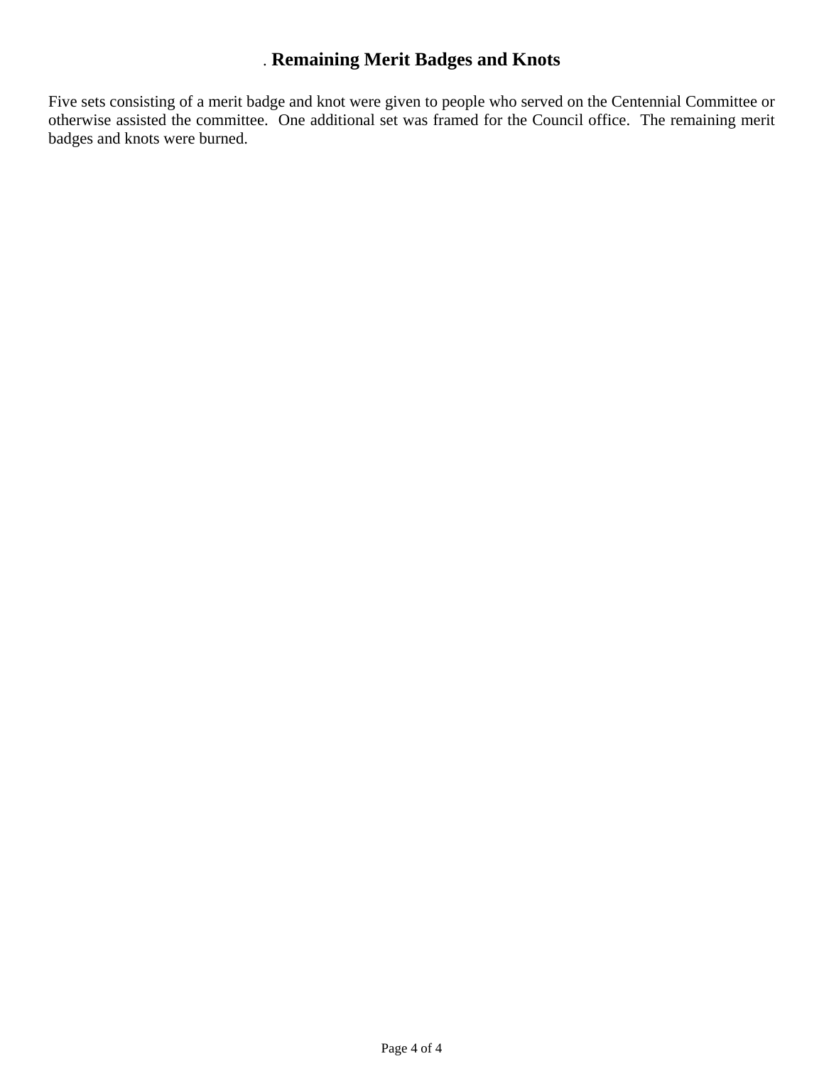## . Remaining Merit Badges and Knots

Five sets consisting of a merit badge and knot were given to people who served on the Centennial Committee or otherwise assisted the committee. One additional set was framed for the Council office. The remaining merit badges and knots were burned.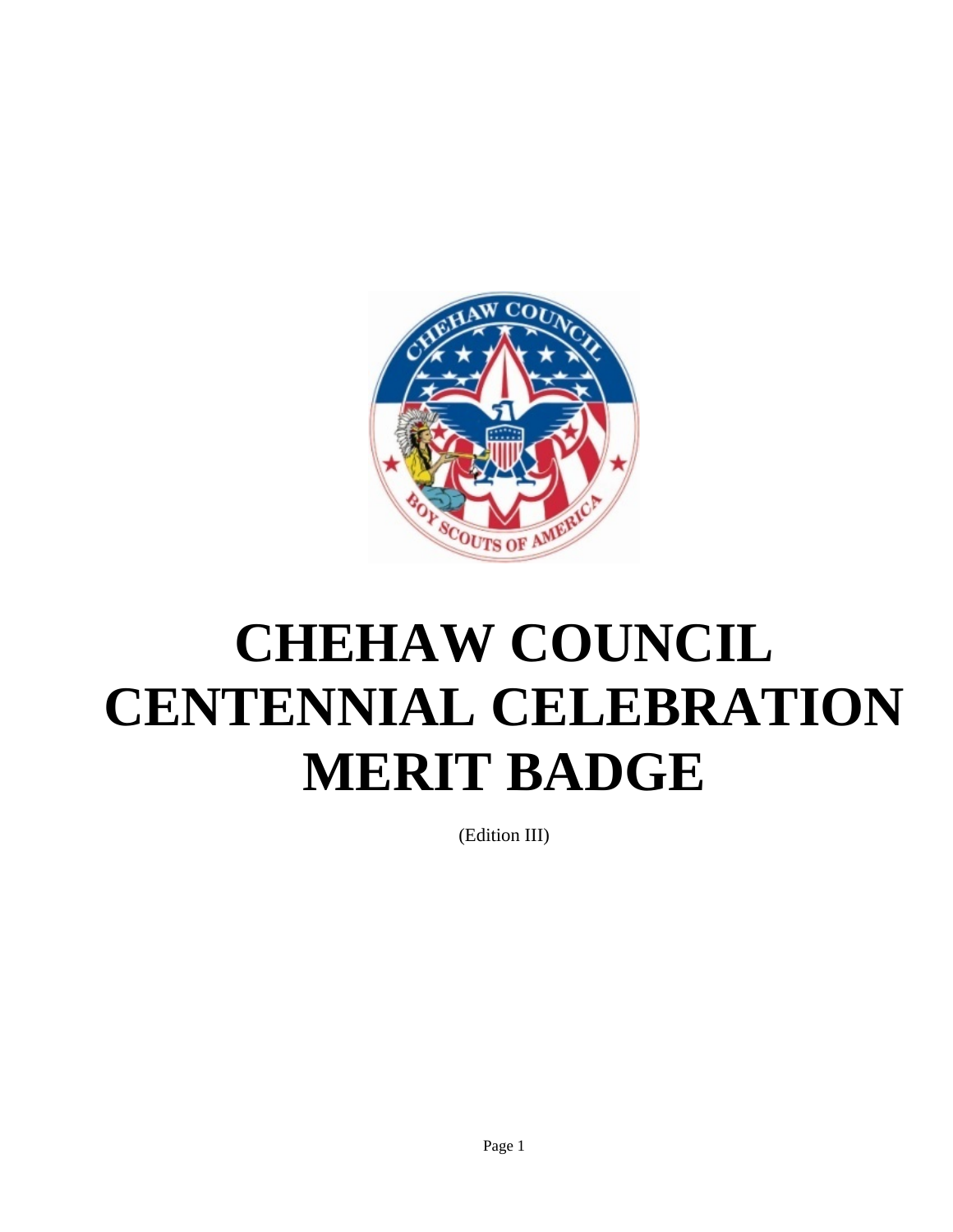# CHEHAW COUNCIL CENTENNIAL CELEBRATION MERIT BADGE

(Edition III)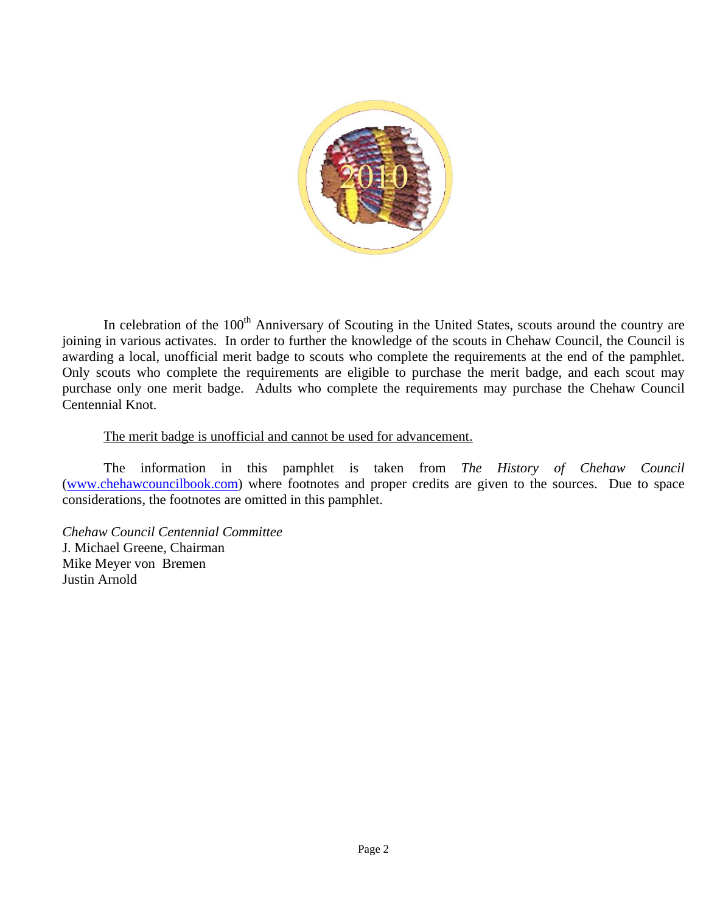In celebration of the 100th Anniversary of Scouting in the United States, scouts around the country are joining in various activates. In order to further the knowledge of the scouts in Chehaw Council, the Council is awarding a local, unofficial merit badge to scouts who complete the requirements at the end of the pamphlet. Only scouts who complete the requirements are eligible to purchase the merit badge, and each scout may purchase only one merit badge. Adults who complete the requirements may purchase the Chehaw Council Centennial Knot.

The merit badge is unofficial and cannot be used for advancement.

The information in this pamphlet is taken from *The History of Chehaw Council* (www.chehawcouncilbook.com) where footnotes and proper credits are given to the sources. Due to space considerations, the footnotes are omitted in this pamphlet.

*Chehaw Council Centennial Committee*
J. Michael Greene, Chairman
Mike Meyer von Bremen
Justin Arnold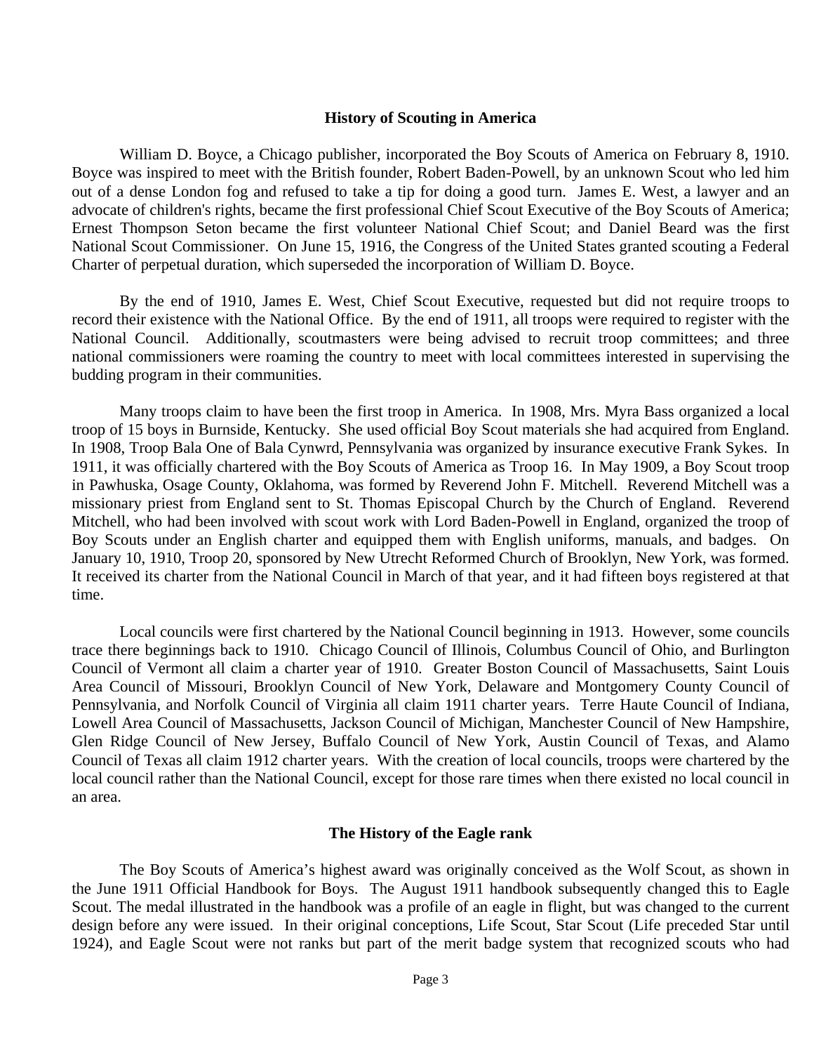## History of Scouting in America

William D. Boyce, a Chicago publisher, incorporated the Boy Scouts of America on February 8, 1910. Boyce was inspired to meet with the British founder, Robert Baden-Powell, by an unknown Scout who led him out of a dense London fog and refused to take a tip for doing a good turn. James E. West, a lawyer and an advocate of children's rights, became the first professional Chief Scout Executive of the Boy Scouts of America; Ernest Thompson Seton became the first volunteer National Chief Scout; and Daniel Beard was the first National Scout Commissioner. On June 15, 1916, the Congress of the United States granted scouting a Federal Charter of perpetual duration, which superseded the incorporation of William D. Boyce.

By the end of 1910, James E. West, Chief Scout Executive, requested but did not require troops to record their existence with the National Office. By the end of 1911, all troops were required to register with the National Council. Additionally, scoutmasters were being advised to recruit troop committees; and three national commissioners were roaming the country to meet with local committees interested in supervising the budding program in their communities.

Many troops claim to have been the first troop in America. In 1908, Mrs. Myra Bass organized a local troop of 15 boys in Burnside, Kentucky. She used official Boy Scout materials she had acquired from England. In 1908, Troop Bala One of Bala Cynwrd, Pennsylvania was organized by insurance executive Frank Sykes. In 1911, it was officially chartered with the Boy Scouts of America as Troop 16. In May 1909, a Boy Scout troop in Pawhuska, Osage County, Oklahoma, was formed by Reverend John F. Mitchell. Reverend Mitchell was a missionary priest from England sent to St. Thomas Episcopal Church by the Church of England. Reverend Mitchell, who had been involved with scout work with Lord Baden-Powell in England, organized the troop of Boy Scouts under an English charter and equipped them with English uniforms, manuals, and badges. On January 10, 1910, Troop 20, sponsored by New Utrecht Reformed Church of Brooklyn, New York, was formed. It received its charter from the National Council in March of that year, and it had fifteen boys registered at that time.

Local councils were first chartered by the National Council beginning in 1913. However, some councils trace there beginnings back to 1910. Chicago Council of Illinois, Columbus Council of Ohio, and Burlington Council of Vermont all claim a charter year of 1910. Greater Boston Council of Massachusetts, Saint Louis Area Council of Missouri, Brooklyn Council of New York, Delaware and Montgomery County Council of Pennsylvania, and Norfolk Council of Virginia all claim 1911 charter years. Terre Haute Council of Indiana, Lowell Area Council of Massachusetts, Jackson Council of Michigan, Manchester Council of New Hampshire, Glen Ridge Council of New Jersey, Buffalo Council of New York, Austin Council of Texas, and Alamo Council of Texas all claim 1912 charter years. With the creation of local councils, troops were chartered by the local council rather than the National Council, except for those rare times when there existed no local council in an area.

## The History of the Eagle rank

The Boy Scouts of America's highest award was originally conceived as the Wolf Scout, as shown in the June 1911 Official Handbook for Boys. The August 1911 handbook subsequently changed this to Eagle Scout. The medal illustrated in the handbook was a profile of an eagle in flight, but was changed to the current design before any were issued. In their original conceptions, Life Scout, Star Scout (Life preceded Star until 1924), and Eagle Scout were not ranks but part of the merit badge system that recognized scouts who had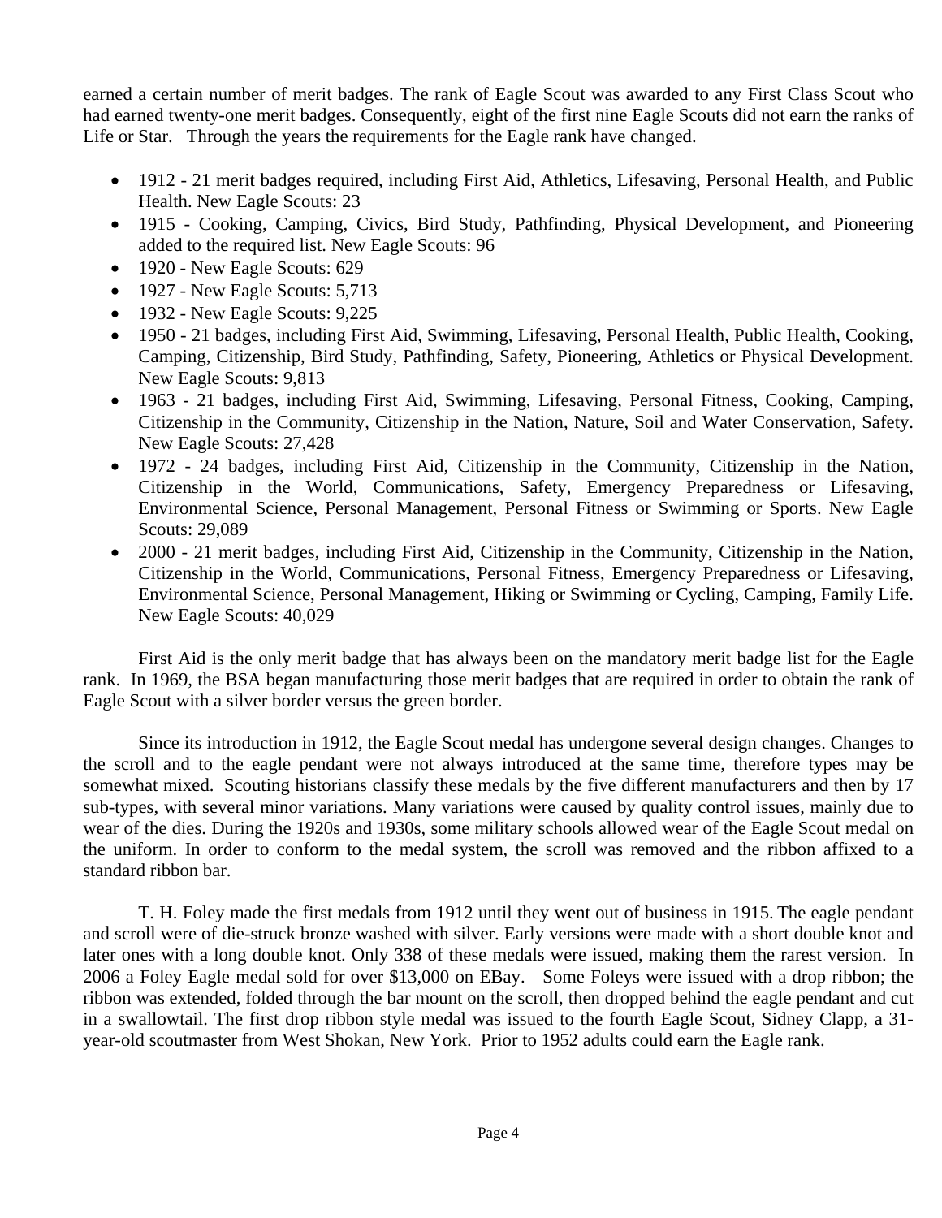earned a certain number of merit badges. The rank of Eagle Scout was awarded to any First Class Scout who had earned twenty-one merit badges. Consequently, eight of the first nine Eagle Scouts did not earn the ranks of Life or Star. Through the years the requirements for the Eagle rank have changed.

- 1912 - 21 merit badges required, including First Aid, Athletics, Lifesaving, Personal Health, and Public Health. New Eagle Scouts: 23
- 1915 - Cooking, Camping, Civics, Bird Study, Pathfinding, Physical Development, and Pioneering added to the required list. New Eagle Scouts: 96
- 1920 - New Eagle Scouts: 629
- 1927 - New Eagle Scouts: 5,713
- 1932 - New Eagle Scouts: 9,225
- 1950 - 21 badges, including First Aid, Swimming, Lifesaving, Personal Health, Public Health, Cooking, Camping, Citizenship, Bird Study, Pathfinding, Safety, Pioneering, Athletics or Physical Development. New Eagle Scouts: 9,813
- 1963 - 21 badges, including First Aid, Swimming, Lifesaving, Personal Fitness, Cooking, Camping, Citizenship in the Community, Citizenship in the Nation, Nature, Soil and Water Conservation, Safety. New Eagle Scouts: 27,428
- 1972 - 24 badges, including First Aid, Citizenship in the Community, Citizenship in the Nation, Citizenship in the World, Communications, Safety, Emergency Preparedness or Lifesaving, Environmental Science, Personal Management, Personal Fitness or Swimming or Sports. New Eagle Scouts: 29,089
- 2000 - 21 merit badges, including First Aid, Citizenship in the Community, Citizenship in the Nation, Citizenship in the World, Communications, Personal Fitness, Emergency Preparedness or Lifesaving, Environmental Science, Personal Management, Hiking or Swimming or Cycling, Camping, Family Life. New Eagle Scouts: 40,029

First Aid is the only merit badge that has always been on the mandatory merit badge list for the Eagle rank. In 1969, the BSA began manufacturing those merit badges that are required in order to obtain the rank of Eagle Scout with a silver border versus the green border.

Since its introduction in 1912, the Eagle Scout medal has undergone several design changes. Changes to the scroll and to the eagle pendant were not always introduced at the same time, therefore types may be somewhat mixed. Scouting historians classify these medals by the five different manufacturers and then by 17 sub-types, with several minor variations. Many variations were caused by quality control issues, mainly due to wear of the dies. During the 1920s and 1930s, some military schools allowed wear of the Eagle Scout medal on the uniform. In order to conform to the medal system, the scroll was removed and the ribbon affixed to a standard ribbon bar.

T. H. Foley made the first medals from 1912 until they went out of business in 1915. The eagle pendant and scroll were of die-struck bronze washed with silver. Early versions were made with a short double knot and later ones with a long double knot. Only 338 of these medals were issued, making them the rarest version. In 2006 a Foley Eagle medal sold for over $13,000 on EBay. Some Foleys were issued with a drop ribbon; the ribbon was extended, folded through the bar mount on the scroll, then dropped behind the eagle pendant and cut in a swallowtail. The first drop ribbon style medal was issued to the fourth Eagle Scout, Sidney Clapp, a 31-year-old scoutmaster from West Shokan, New York. Prior to 1952 adults could earn the Eagle rank.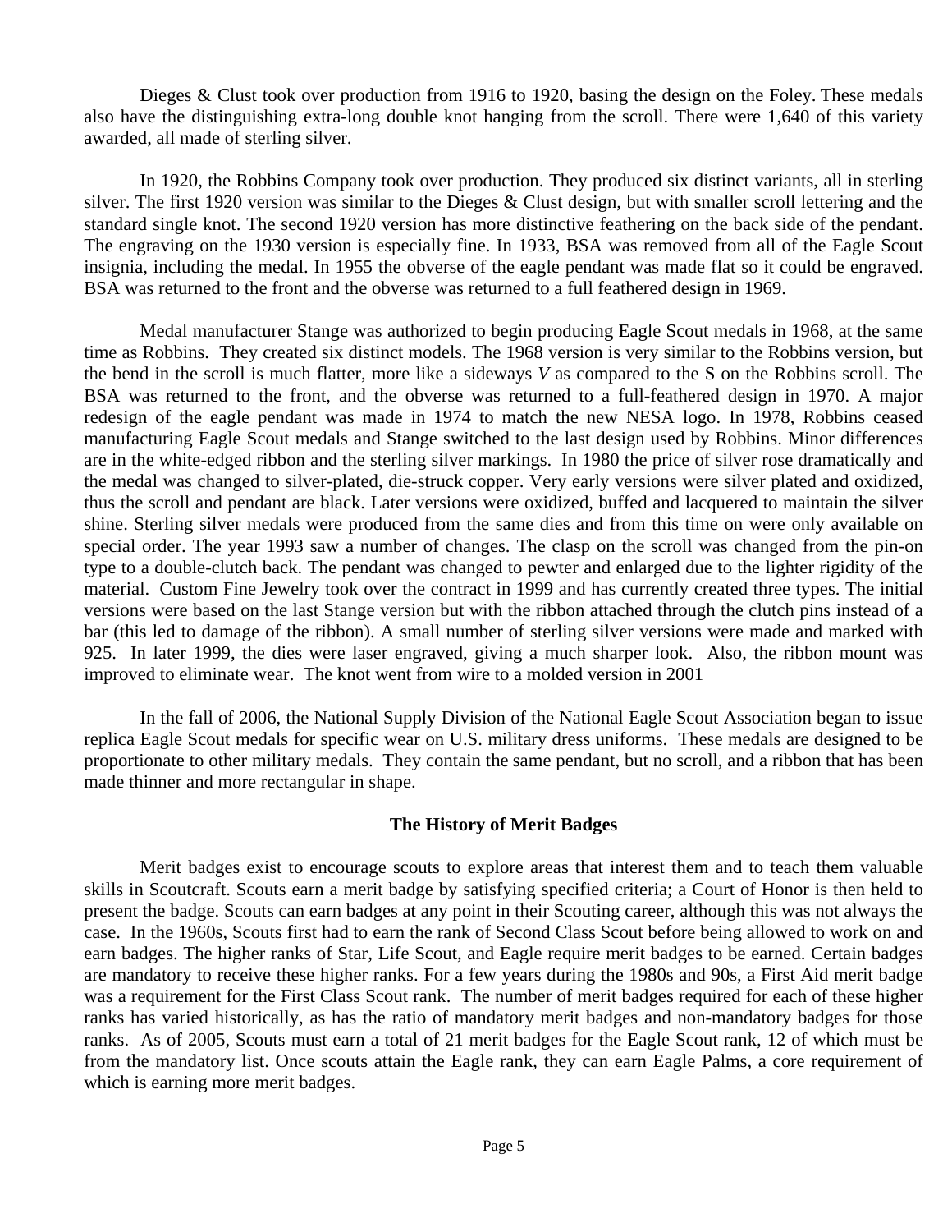Dieges & Clust took over production from 1916 to 1920, basing the design on the Foley. These medals also have the distinguishing extra-long double knot hanging from the scroll. There were 1,640 of this variety awarded, all made of sterling silver.

In 1920, the Robbins Company took over production. They produced six distinct variants, all in sterling silver. The first 1920 version was similar to the Dieges & Clust design, but with smaller scroll lettering and the standard single knot. The second 1920 version has more distinctive feathering on the back side of the pendant. The engraving on the 1930 version is especially fine. In 1933, BSA was removed from all of the Eagle Scout insignia, including the medal. In 1955 the obverse of the eagle pendant was made flat so it could be engraved. BSA was returned to the front and the obverse was returned to a full feathered design in 1969.

Medal manufacturer Stange was authorized to begin producing Eagle Scout medals in 1968, at the same time as Robbins. They created six distinct models. The 1968 version is very similar to the Robbins version, but the bend in the scroll is much flatter, more like a sideways *V* as compared to the S on the Robbins scroll. The BSA was returned to the front, and the obverse was returned to a full-feathered design in 1970. A major redesign of the eagle pendant was made in 1974 to match the new NESA logo. In 1978, Robbins ceased manufacturing Eagle Scout medals and Stange switched to the last design used by Robbins. Minor differences are in the white-edged ribbon and the sterling silver markings. In 1980 the price of silver rose dramatically and the medal was changed to silver-plated, die-struck copper. Very early versions were silver plated and oxidized, thus the scroll and pendant are black. Later versions were oxidized, buffed and lacquered to maintain the silver shine. Sterling silver medals were produced from the same dies and from this time on were only available on special order. The year 1993 saw a number of changes. The clasp on the scroll was changed from the pin-on type to a double-clutch back. The pendant was changed to pewter and enlarged due to the lighter rigidity of the material. Custom Fine Jewelry took over the contract in 1999 and has currently created three types. The initial versions were based on the last Stange version but with the ribbon attached through the clutch pins instead of a bar (this led to damage of the ribbon). A small number of sterling silver versions were made and marked with 925. In later 1999, the dies were laser engraved, giving a much sharper look. Also, the ribbon mount was improved to eliminate wear. The knot went from wire to a molded version in 2001

In the fall of 2006, the National Supply Division of the National Eagle Scout Association began to issue replica Eagle Scout medals for specific wear on U.S. military dress uniforms. These medals are designed to be proportionate to other military medals. They contain the same pendant, but no scroll, and a ribbon that has been made thinner and more rectangular in shape.

## The History of Merit Badges

Merit badges exist to encourage scouts to explore areas that interest them and to teach them valuable skills in Scoutcraft. Scouts earn a merit badge by satisfying specified criteria; a Court of Honor is then held to present the badge. Scouts can earn badges at any point in their Scouting career, although this was not always the case. In the 1960s, Scouts first had to earn the rank of Second Class Scout before being allowed to work on and earn badges. The higher ranks of Star, Life Scout, and Eagle require merit badges to be earned. Certain badges are mandatory to receive these higher ranks. For a few years during the 1980s and 90s, a First Aid merit badge was a requirement for the First Class Scout rank. The number of merit badges required for each of these higher ranks has varied historically, as has the ratio of mandatory merit badges and non-mandatory badges for those ranks. As of 2005, Scouts must earn a total of 21 merit badges for the Eagle Scout rank, 12 of which must be from the mandatory list. Once scouts attain the Eagle rank, they can earn Eagle Palms, a core requirement of which is earning more merit badges.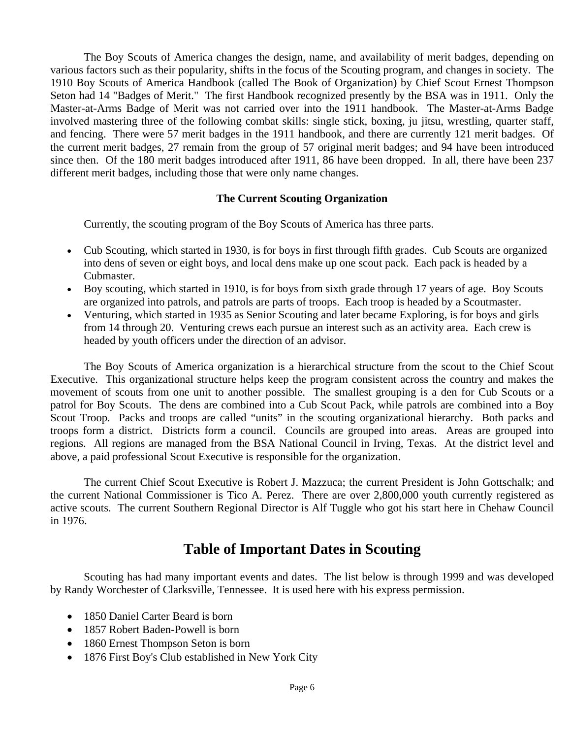The Boy Scouts of America changes the design, name, and availability of merit badges, depending on various factors such as their popularity, shifts in the focus of the Scouting program, and changes in society. The 1910 Boy Scouts of America Handbook (called The Book of Organization) by Chief Scout Ernest Thompson Seton had 14 "Badges of Merit." The first Handbook recognized presently by the BSA was in 1911. Only the Master-at-Arms Badge of Merit was not carried over into the 1911 handbook. The Master-at-Arms Badge involved mastering three of the following combat skills: single stick, boxing, ju jitsu, wrestling, quarter staff, and fencing. There were 57 merit badges in the 1911 handbook, and there are currently 121 merit badges. Of the current merit badges, 27 remain from the group of 57 original merit badges; and 94 have been introduced since then. Of the 180 merit badges introduced after 1911, 86 have been dropped. In all, there have been 237 different merit badges, including those that were only name changes.

### The Current Scouting Organization

Currently, the scouting program of the Boy Scouts of America has three parts.

- Cub Scouting, which started in 1930, is for boys in first through fifth grades. Cub Scouts are organized into dens of seven or eight boys, and local dens make up one scout pack. Each pack is headed by a Cubmaster.
- Boy scouting, which started in 1910, is for boys from sixth grade through 17 years of age. Boy Scouts are organized into patrols, and patrols are parts of troops. Each troop is headed by a Scoutmaster.
- Venturing, which started in 1935 as Senior Scouting and later became Exploring, is for boys and girls from 14 through 20. Venturing crews each pursue an interest such as an activity area. Each crew is headed by youth officers under the direction of an advisor.

The Boy Scouts of America organization is a hierarchical structure from the scout to the Chief Scout Executive. This organizational structure helps keep the program consistent across the country and makes the movement of scouts from one unit to another possible. The smallest grouping is a den for Cub Scouts or a patrol for Boy Scouts. The dens are combined into a Cub Scout Pack, while patrols are combined into a Boy Scout Troop. Packs and troops are called "units" in the scouting organizational hierarchy. Both packs and troops form a district. Districts form a council. Councils are grouped into areas. Areas are grouped into regions. All regions are managed from the BSA National Council in Irving, Texas. At the district level and above, a paid professional Scout Executive is responsible for the organization.

The current Chief Scout Executive is Robert J. Mazzuca; the current President is John Gottschalk; and the current National Commissioner is Tico A. Perez. There are over 2,800,000 youth currently registered as active scouts. The current Southern Regional Director is Alf Tuggle who got his start here in Chehaw Council in 1976.

## Table of Important Dates in Scouting

Scouting has had many important events and dates. The list below is through 1999 and was developed by Randy Worchester of Clarksville, Tennessee. It is used here with his express permission.

- 1850 Daniel Carter Beard is born
- 1857 Robert Baden-Powell is born
- 1860 Ernest Thompson Seton is born
- 1876 First Boy's Club established in New York City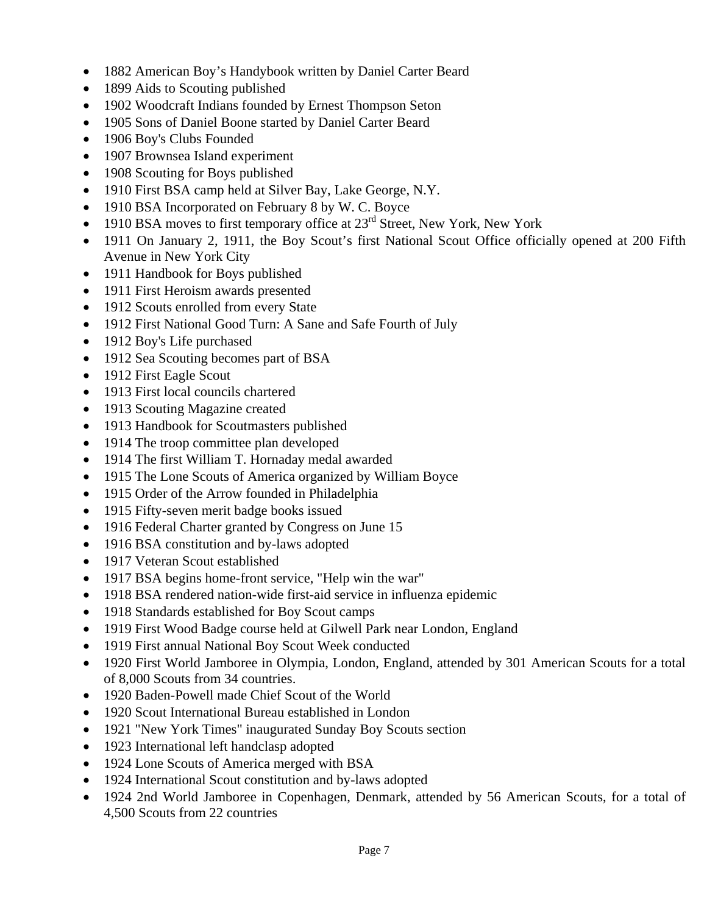- 1882 American Boy's Handybook written by Daniel Carter Beard
- 1899 Aids to Scouting published
- 1902 Woodcraft Indians founded by Ernest Thompson Seton
- 1905 Sons of Daniel Boone started by Daniel Carter Beard
- 1906 Boy's Clubs Founded
- 1907 Brownsea Island experiment
- 1908 Scouting for Boys published
- 1910 First BSA camp held at Silver Bay, Lake George, N.Y.
- 1910 BSA Incorporated on February 8 by W. C. Boyce
- 1910 BSA moves to first temporary office at 23rd Street, New York, New York
- 1911 On January 2, 1911, the Boy Scout's first National Scout Office officially opened at 200 Fifth Avenue in New York City
- 1911 Handbook for Boys published
- 1911 First Heroism awards presented
- 1912 Scouts enrolled from every State
- 1912 First National Good Turn: A Sane and Safe Fourth of July
- 1912 Boy's Life purchased
- 1912 Sea Scouting becomes part of BSA
- 1912 First Eagle Scout
- 1913 First local councils chartered
- 1913 Scouting Magazine created
- 1913 Handbook for Scoutmasters published
- 1914 The troop committee plan developed
- 1914 The first William T. Hornaday medal awarded
- 1915 The Lone Scouts of America organized by William Boyce
- 1915 Order of the Arrow founded in Philadelphia
- 1915 Fifty-seven merit badge books issued
- 1916 Federal Charter granted by Congress on June 15
- 1916 BSA constitution and by-laws adopted
- 1917 Veteran Scout established
- 1917 BSA begins home-front service, "Help win the war"
- 1918 BSA rendered nation-wide first-aid service in influenza epidemic
- 1918 Standards established for Boy Scout camps
- 1919 First Wood Badge course held at Gilwell Park near London, England
- 1919 First annual National Boy Scout Week conducted
- 1920 First World Jamboree in Olympia, London, England, attended by 301 American Scouts for a total of 8,000 Scouts from 34 countries.
- 1920 Baden-Powell made Chief Scout of the World
- 1920 Scout International Bureau established in London
- 1921 "New York Times" inaugurated Sunday Boy Scouts section
- 1923 International left handclasp adopted
- 1924 Lone Scouts of America merged with BSA
- 1924 International Scout constitution and by-laws adopted
- 1924 2nd World Jamboree in Copenhagen, Denmark, attended by 56 American Scouts, for a total of 4,500 Scouts from 22 countries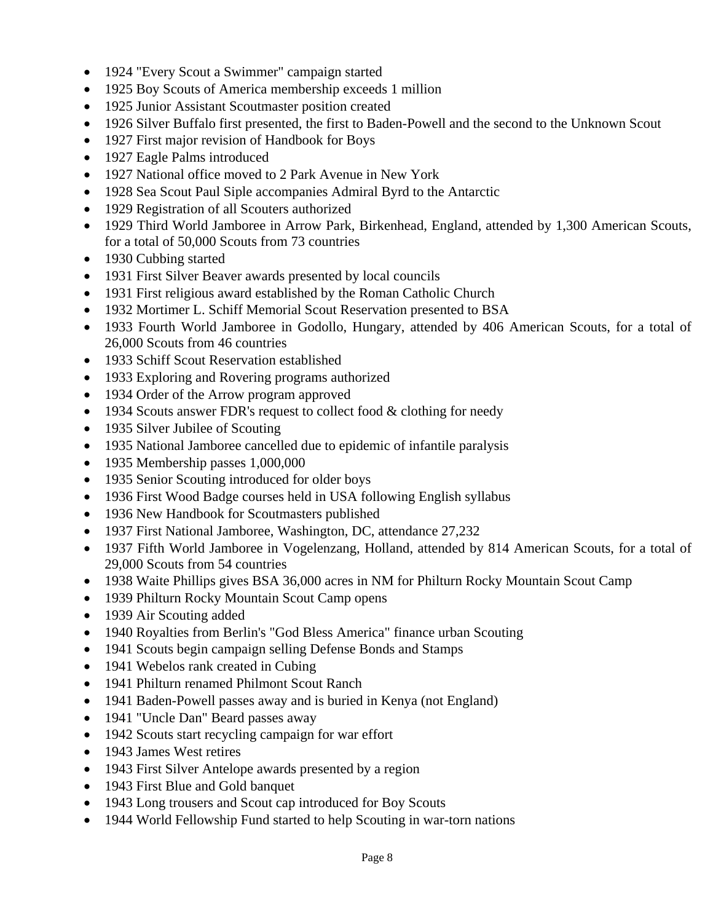- 1924 "Every Scout a Swimmer" campaign started
- 1925 Boy Scouts of America membership exceeds 1 million
- 1925 Junior Assistant Scoutmaster position created
- 1926 Silver Buffalo first presented, the first to Baden-Powell and the second to the Unknown Scout
- 1927 First major revision of Handbook for Boys
- 1927 Eagle Palms introduced
- 1927 National office moved to 2 Park Avenue in New York
- 1928 Sea Scout Paul Siple accompanies Admiral Byrd to the Antarctic
- 1929 Registration of all Scouters authorized
- 1929 Third World Jamboree in Arrow Park, Birkenhead, England, attended by 1,300 American Scouts, for a total of 50,000 Scouts from 73 countries
- 1930 Cubbing started
- 1931 First Silver Beaver awards presented by local councils
- 1931 First religious award established by the Roman Catholic Church
- 1932 Mortimer L. Schiff Memorial Scout Reservation presented to BSA
- 1933 Fourth World Jamboree in Godollo, Hungary, attended by 406 American Scouts, for a total of 26,000 Scouts from 46 countries
- 1933 Schiff Scout Reservation established
- 1933 Exploring and Rovering programs authorized
- 1934 Order of the Arrow program approved
- 1934 Scouts answer FDR's request to collect food & clothing for needy
- 1935 Silver Jubilee of Scouting
- 1935 National Jamboree cancelled due to epidemic of infantile paralysis
- 1935 Membership passes 1,000,000
- 1935 Senior Scouting introduced for older boys
- 1936 First Wood Badge courses held in USA following English syllabus
- 1936 New Handbook for Scoutmasters published
- 1937 First National Jamboree, Washington, DC, attendance 27,232
- 1937 Fifth World Jamboree in Vogelenzang, Holland, attended by 814 American Scouts, for a total of 29,000 Scouts from 54 countries
- 1938 Waite Phillips gives BSA 36,000 acres in NM for Philturn Rocky Mountain Scout Camp
- 1939 Philturn Rocky Mountain Scout Camp opens
- 1939 Air Scouting added
- 1940 Royalties from Berlin's "God Bless America" finance urban Scouting
- 1941 Scouts begin campaign selling Defense Bonds and Stamps
- 1941 Webelos rank created in Cubing
- 1941 Philturn renamed Philmont Scout Ranch
- 1941 Baden-Powell passes away and is buried in Kenya (not England)
- 1941 "Uncle Dan" Beard passes away
- 1942 Scouts start recycling campaign for war effort
- 1943 James West retires
- 1943 First Silver Antelope awards presented by a region
- 1943 First Blue and Gold banquet
- 1943 Long trousers and Scout cap introduced for Boy Scouts
- 1944 World Fellowship Fund started to help Scouting in war-torn nations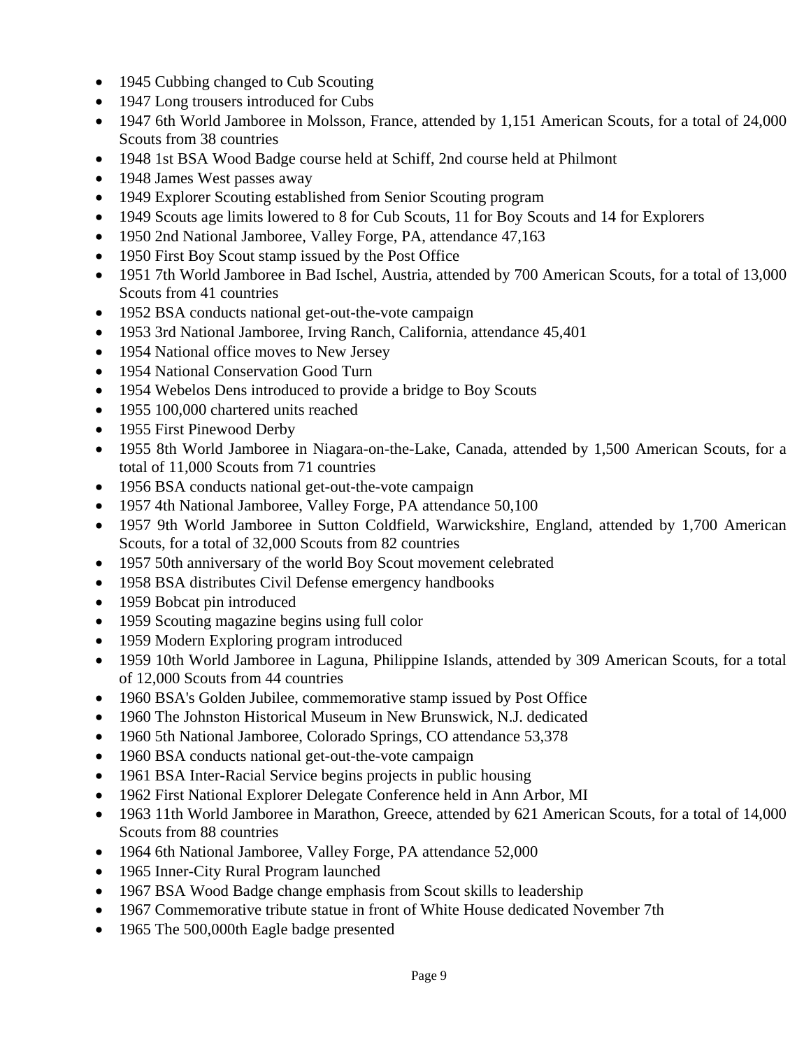- 1945 Cubbing changed to Cub Scouting
- 1947 Long trousers introduced for Cubs
- 1947 6th World Jamboree in Molsson, France, attended by 1,151 American Scouts, for a total of 24,000 Scouts from 38 countries
- 1948 1st BSA Wood Badge course held at Schiff, 2nd course held at Philmont
- 1948 James West passes away
- 1949 Explorer Scouting established from Senior Scouting program
- 1949 Scouts age limits lowered to 8 for Cub Scouts, 11 for Boy Scouts and 14 for Explorers
- 1950 2nd National Jamboree, Valley Forge, PA, attendance 47,163
- 1950 First Boy Scout stamp issued by the Post Office
- 1951 7th World Jamboree in Bad Ischel, Austria, attended by 700 American Scouts, for a total of 13,000 Scouts from 41 countries
- 1952 BSA conducts national get-out-the-vote campaign
- 1953 3rd National Jamboree, Irving Ranch, California, attendance 45,401
- 1954 National office moves to New Jersey
- 1954 National Conservation Good Turn
- 1954 Webelos Dens introduced to provide a bridge to Boy Scouts
- 1955 100,000 chartered units reached
- 1955 First Pinewood Derby
- 1955 8th World Jamboree in Niagara-on-the-Lake, Canada, attended by 1,500 American Scouts, for a total of 11,000 Scouts from 71 countries
- 1956 BSA conducts national get-out-the-vote campaign
- 1957 4th National Jamboree, Valley Forge, PA attendance 50,100
- 1957 9th World Jamboree in Sutton Coldfield, Warwickshire, England, attended by 1,700 American Scouts, for a total of 32,000 Scouts from 82 countries
- 1957 50th anniversary of the world Boy Scout movement celebrated
- 1958 BSA distributes Civil Defense emergency handbooks
- 1959 Bobcat pin introduced
- 1959 Scouting magazine begins using full color
- 1959 Modern Exploring program introduced
- 1959 10th World Jamboree in Laguna, Philippine Islands, attended by 309 American Scouts, for a total of 12,000 Scouts from 44 countries
- 1960 BSA's Golden Jubilee, commemorative stamp issued by Post Office
- 1960 The Johnston Historical Museum in New Brunswick, N.J. dedicated
- 1960 5th National Jamboree, Colorado Springs, CO attendance 53,378
- 1960 BSA conducts national get-out-the-vote campaign
- 1961 BSA Inter-Racial Service begins projects in public housing
- 1962 First National Explorer Delegate Conference held in Ann Arbor, MI
- 1963 11th World Jamboree in Marathon, Greece, attended by 621 American Scouts, for a total of 14,000 Scouts from 88 countries
- 1964 6th National Jamboree, Valley Forge, PA attendance 52,000
- 1965 Inner-City Rural Program launched
- 1967 BSA Wood Badge change emphasis from Scout skills to leadership
- 1967 Commemorative tribute statue in front of White House dedicated November 7th
- 1965 The 500,000th Eagle badge presented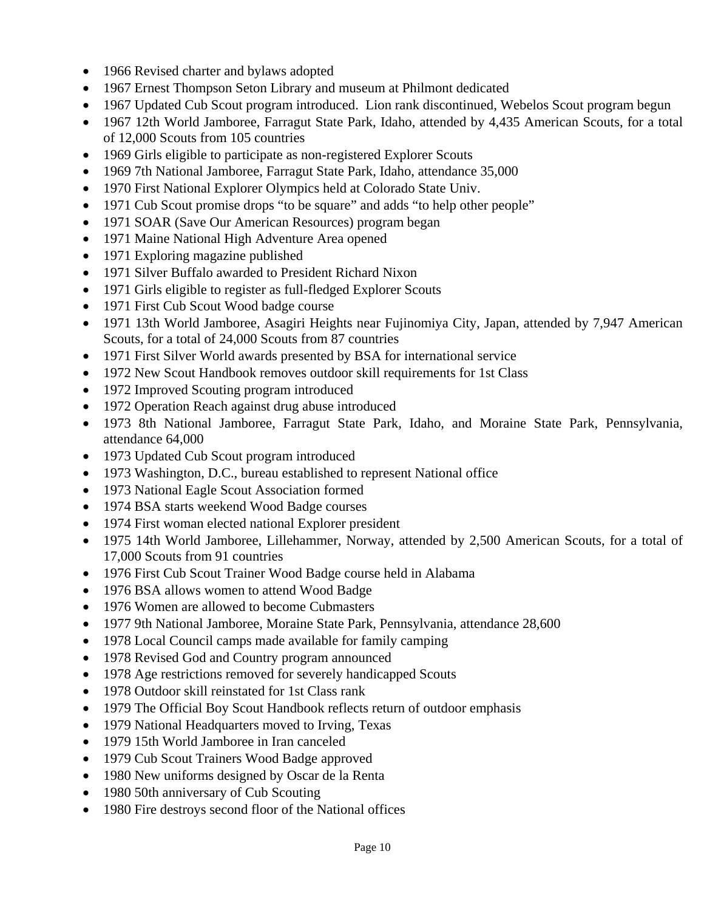- 1966 Revised charter and bylaws adopted
- 1967 Ernest Thompson Seton Library and museum at Philmont dedicated
- 1967 Updated Cub Scout program introduced. Lion rank discontinued, Webelos Scout program begun
- 1967 12th World Jamboree, Farragut State Park, Idaho, attended by 4,435 American Scouts, for a total of 12,000 Scouts from 105 countries
- 1969 Girls eligible to participate as non-registered Explorer Scouts
- 1969 7th National Jamboree, Farragut State Park, Idaho, attendance 35,000
- 1970 First National Explorer Olympics held at Colorado State Univ.
- 1971 Cub Scout promise drops "to be square" and adds "to help other people"
- 1971 SOAR (Save Our American Resources) program began
- 1971 Maine National High Adventure Area opened
- 1971 Exploring magazine published
- 1971 Silver Buffalo awarded to President Richard Nixon
- 1971 Girls eligible to register as full-fledged Explorer Scouts
- 1971 First Cub Scout Wood badge course
- 1971 13th World Jamboree, Asagiri Heights near Fujinomiya City, Japan, attended by 7,947 American Scouts, for a total of 24,000 Scouts from 87 countries
- 1971 First Silver World awards presented by BSA for international service
- 1972 New Scout Handbook removes outdoor skill requirements for 1st Class
- 1972 Improved Scouting program introduced
- 1972 Operation Reach against drug abuse introduced
- 1973 8th National Jamboree, Farragut State Park, Idaho, and Moraine State Park, Pennsylvania, attendance 64,000
- 1973 Updated Cub Scout program introduced
- 1973 Washington, D.C., bureau established to represent National office
- 1973 National Eagle Scout Association formed
- 1974 BSA starts weekend Wood Badge courses
- 1974 First woman elected national Explorer president
- 1975 14th World Jamboree, Lillehammer, Norway, attended by 2,500 American Scouts, for a total of 17,000 Scouts from 91 countries
- 1976 First Cub Scout Trainer Wood Badge course held in Alabama
- 1976 BSA allows women to attend Wood Badge
- 1976 Women are allowed to become Cubmasters
- 1977 9th National Jamboree, Moraine State Park, Pennsylvania, attendance 28,600
- 1978 Local Council camps made available for family camping
- 1978 Revised God and Country program announced
- 1978 Age restrictions removed for severely handicapped Scouts
- 1978 Outdoor skill reinstated for 1st Class rank
- 1979 The Official Boy Scout Handbook reflects return of outdoor emphasis
- 1979 National Headquarters moved to Irving, Texas
- 1979 15th World Jamboree in Iran canceled
- 1979 Cub Scout Trainers Wood Badge approved
- 1980 New uniforms designed by Oscar de la Renta
- 1980 50th anniversary of Cub Scouting
- 1980 Fire destroys second floor of the National offices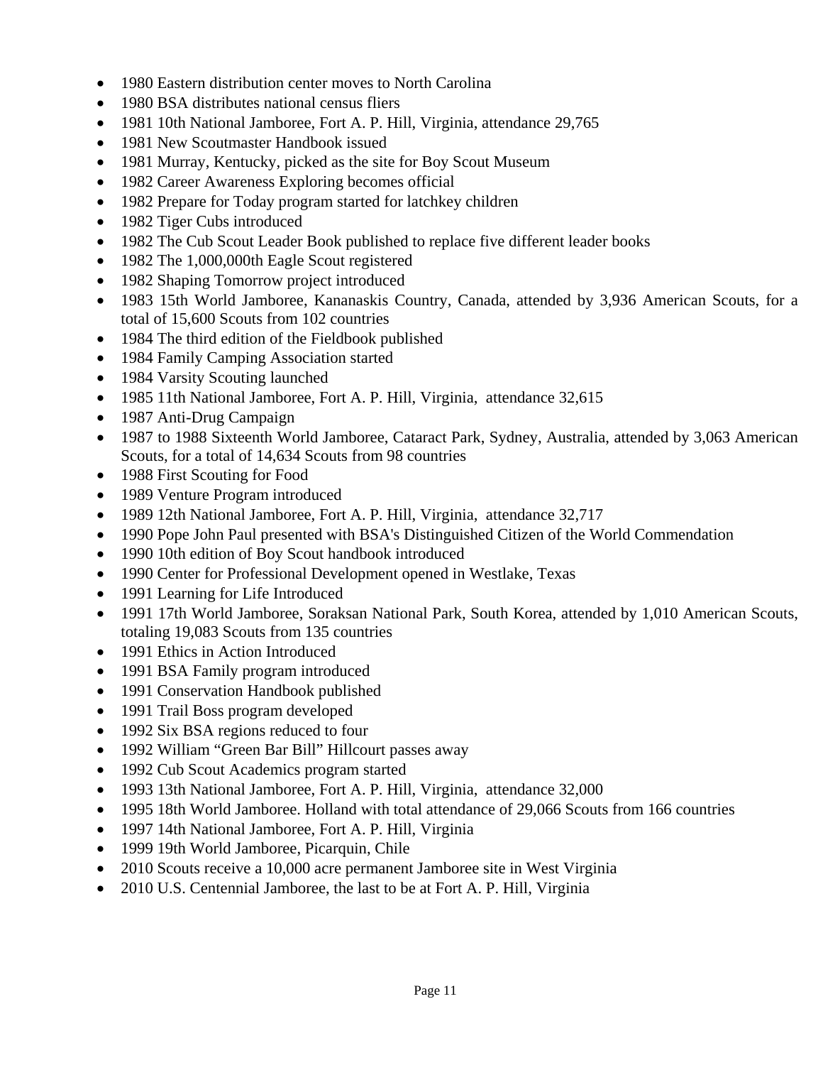- 1980 Eastern distribution center moves to North Carolina
- 1980 BSA distributes national census fliers
- 1981 10th National Jamboree, Fort A. P. Hill, Virginia, attendance 29,765
- 1981 New Scoutmaster Handbook issued
- 1981 Murray, Kentucky, picked as the site for Boy Scout Museum
- 1982 Career Awareness Exploring becomes official
- 1982 Prepare for Today program started for latchkey children
- 1982 Tiger Cubs introduced
- 1982 The Cub Scout Leader Book published to replace five different leader books
- 1982 The 1,000,000th Eagle Scout registered
- 1982 Shaping Tomorrow project introduced
- 1983 15th World Jamboree, Kananaskis Country, Canada, attended by 3,936 American Scouts, for a total of 15,600 Scouts from 102 countries
- 1984 The third edition of the Fieldbook published
- 1984 Family Camping Association started
- 1984 Varsity Scouting launched
- 1985 11th National Jamboree, Fort A. P. Hill, Virginia, attendance 32,615
- 1987 Anti-Drug Campaign
- 1987 to 1988 Sixteenth World Jamboree, Cataract Park, Sydney, Australia, attended by 3,063 American Scouts, for a total of 14,634 Scouts from 98 countries
- 1988 First Scouting for Food
- 1989 Venture Program introduced
- 1989 12th National Jamboree, Fort A. P. Hill, Virginia, attendance 32,717
- 1990 Pope John Paul presented with BSA's Distinguished Citizen of the World Commendation
- 1990 10th edition of Boy Scout handbook introduced
- 1990 Center for Professional Development opened in Westlake, Texas
- 1991 Learning for Life Introduced
- 1991 17th World Jamboree, Soraksan National Park, South Korea, attended by 1,010 American Scouts, totaling 19,083 Scouts from 135 countries
- 1991 Ethics in Action Introduced
- 1991 BSA Family program introduced
- 1991 Conservation Handbook published
- 1991 Trail Boss program developed
- 1992 Six BSA regions reduced to four
- 1992 William “Green Bar Bill” Hillcourt passes away
- 1992 Cub Scout Academics program started
- 1993 13th National Jamboree, Fort A. P. Hill, Virginia, attendance 32,000
- 1995 18th World Jamboree. Holland with total attendance of 29,066 Scouts from 166 countries
- 1997 14th National Jamboree, Fort A. P. Hill, Virginia
- 1999 19th World Jamboree, Picarquin, Chile
- 2010 Scouts receive a 10,000 acre permanent Jamboree site in West Virginia
- 2010 U.S. Centennial Jamboree, the last to be at Fort A. P. Hill, Virginia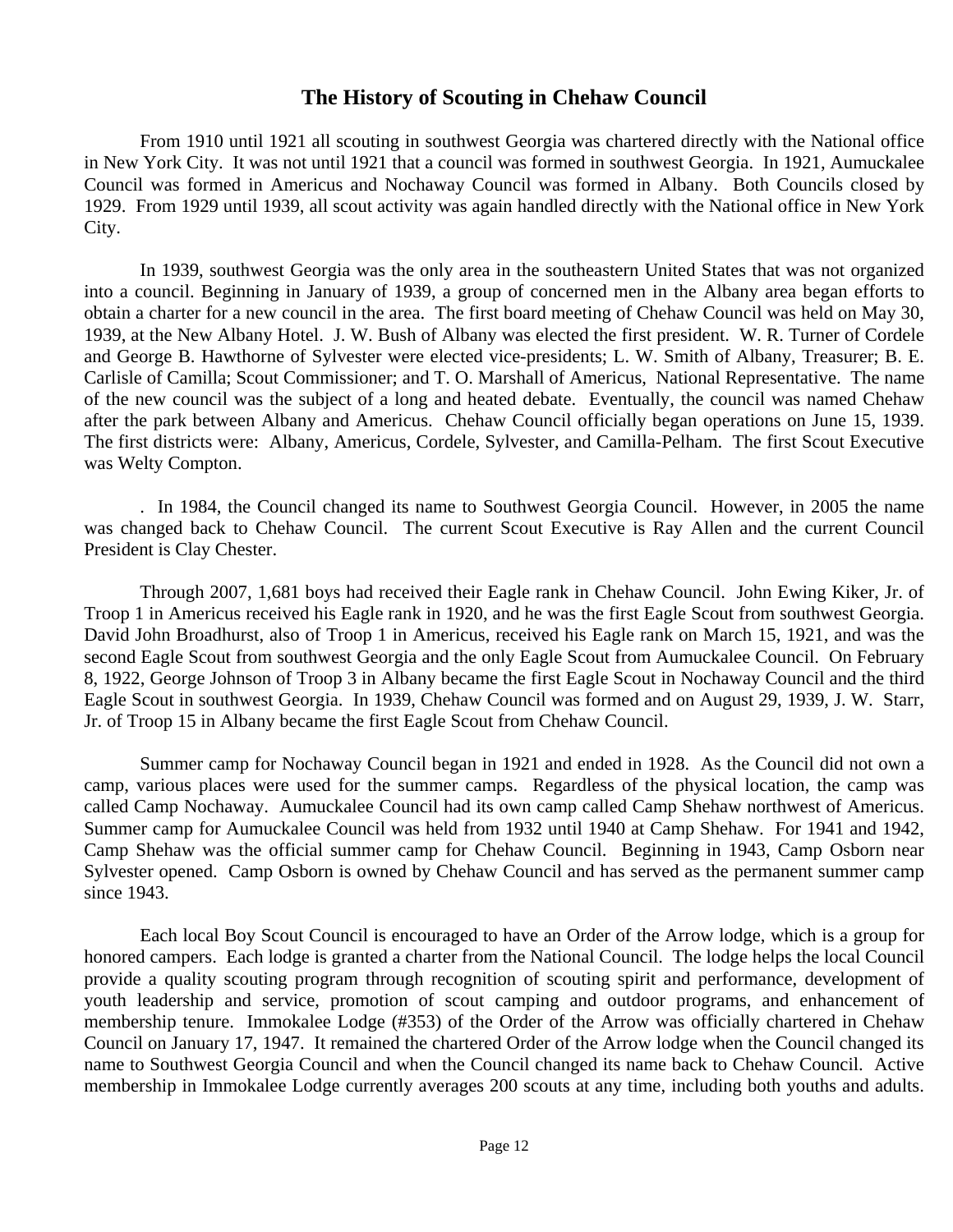## The History of Scouting in Chehaw Council

From 1910 until 1921 all scouting in southwest Georgia was chartered directly with the National office in New York City. It was not until 1921 that a council was formed in southwest Georgia. In 1921, Aumuckalee Council was formed in Americus and Nochaway Council was formed in Albany. Both Councils closed by 1929. From 1929 until 1939, all scout activity was again handled directly with the National office in New York City.

In 1939, southwest Georgia was the only area in the southeastern United States that was not organized into a council. Beginning in January of 1939, a group of concerned men in the Albany area began efforts to obtain a charter for a new council in the area. The first board meeting of Chehaw Council was held on May 30, 1939, at the New Albany Hotel. J. W. Bush of Albany was elected the first president. W. R. Turner of Cordele and George B. Hawthorne of Sylvester were elected vice-presidents; L. W. Smith of Albany, Treasurer; B. E. Carlisle of Camilla; Scout Commissioner; and T. O. Marshall of Americus, National Representative. The name of the new council was the subject of a long and heated debate. Eventually, the council was named Chehaw after the park between Albany and Americus. Chehaw Council officially began operations on June 15, 1939. The first districts were: Albany, Americus, Cordele, Sylvester, and Camilla-Pelham. The first Scout Executive was Welty Compton.

. In 1984, the Council changed its name to Southwest Georgia Council. However, in 2005 the name was changed back to Chehaw Council. The current Scout Executive is Ray Allen and the current Council President is Clay Chester.

Through 2007, 1,681 boys had received their Eagle rank in Chehaw Council. John Ewing Kiker, Jr. of Troop 1 in Americus received his Eagle rank in 1920, and he was the first Eagle Scout from southwest Georgia. David John Broadhurst, also of Troop 1 in Americus, received his Eagle rank on March 15, 1921, and was the second Eagle Scout from southwest Georgia and the only Eagle Scout from Aumuckalee Council. On February 8, 1922, George Johnson of Troop 3 in Albany became the first Eagle Scout in Nochaway Council and the third Eagle Scout in southwest Georgia. In 1939, Chehaw Council was formed and on August 29, 1939, J. W. Starr, Jr. of Troop 15 in Albany became the first Eagle Scout from Chehaw Council.

Summer camp for Nochaway Council began in 1921 and ended in 1928. As the Council did not own a camp, various places were used for the summer camps. Regardless of the physical location, the camp was called Camp Nochaway. Aumuckalee Council had its own camp called Camp Shehaw northwest of Americus. Summer camp for Aumuckalee Council was held from 1932 until 1940 at Camp Shehaw. For 1941 and 1942, Camp Shehaw was the official summer camp for Chehaw Council. Beginning in 1943, Camp Osborn near Sylvester opened. Camp Osborn is owned by Chehaw Council and has served as the permanent summer camp since 1943.

Each local Boy Scout Council is encouraged to have an Order of the Arrow lodge, which is a group for honored campers. Each lodge is granted a charter from the National Council. The lodge helps the local Council provide a quality scouting program through recognition of scouting spirit and performance, development of youth leadership and service, promotion of scout camping and outdoor programs, and enhancement of membership tenure. Immokalee Lodge (#353) of the Order of the Arrow was officially chartered in Chehaw Council on January 17, 1947. It remained the chartered Order of the Arrow lodge when the Council changed its name to Southwest Georgia Council and when the Council changed its name back to Chehaw Council. Active membership in Immokalee Lodge currently averages 200 scouts at any time, including both youths and adults.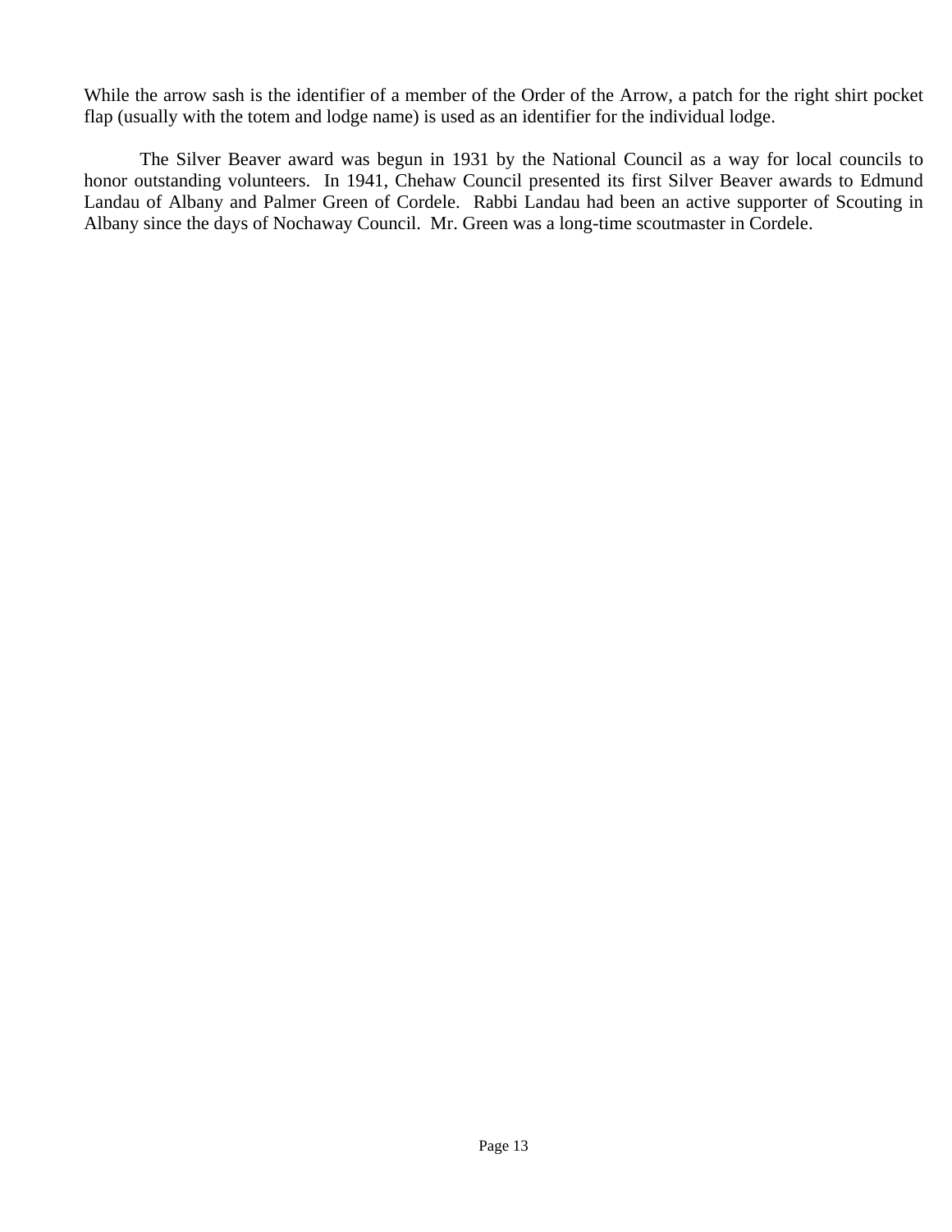While the arrow sash is the identifier of a member of the Order of the Arrow, a patch for the right shirt pocket flap (usually with the totem and lodge name) is used as an identifier for the individual lodge.

The Silver Beaver award was begun in 1931 by the National Council as a way for local councils to honor outstanding volunteers. In 1941, Chehaw Council presented its first Silver Beaver awards to Edmund Landau of Albany and Palmer Green of Cordele. Rabbi Landau had been an active supporter of Scouting in Albany since the days of Nochaway Council. Mr. Green was a long-time scoutmaster in Cordele.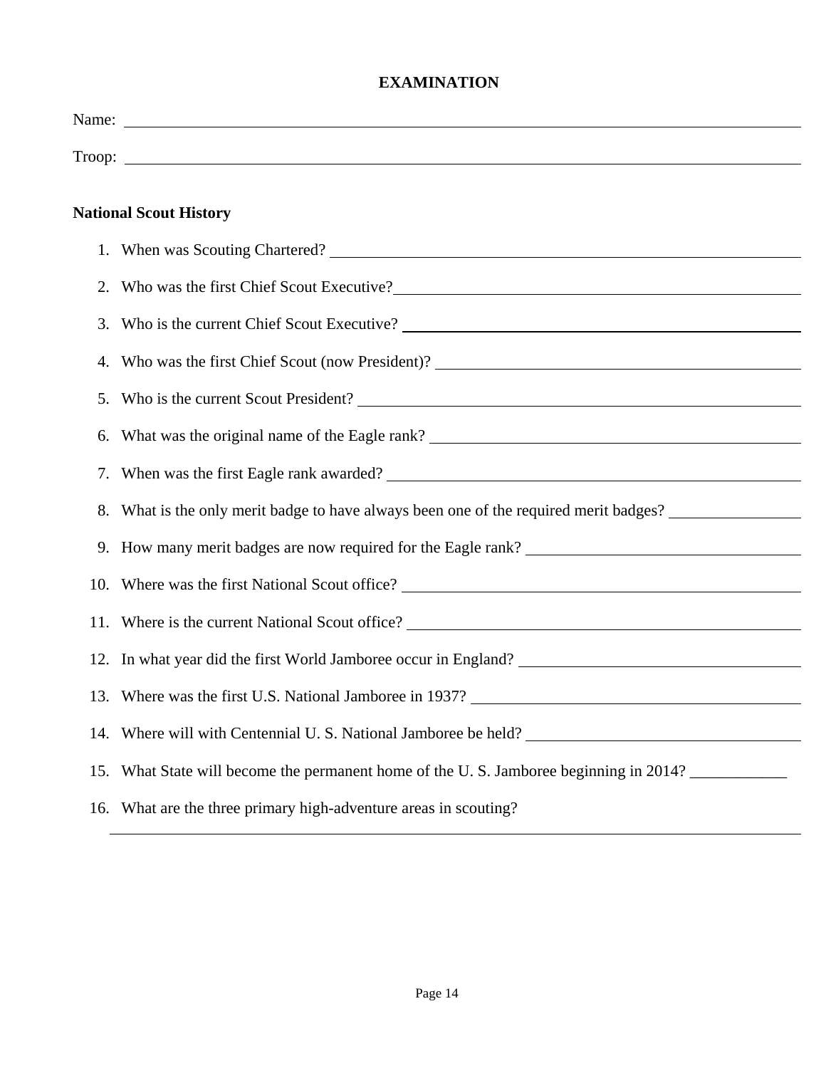# EXAMINATION

Name: ______________________________________________

Troop: ______________________________________________

## National Scout History

1. When was Scouting Chartered? ______________________________
2. Who was the first Chief Scout Executive?______________________________
3. Who is the current Chief Scout Executive? ______________________________
4. Who was the first Chief Scout (now President)? ______________________________
5. Who is the current Scout President? ______________________________
6. What was the original name of the Eagle rank? ______________________________
7. When was the first Eagle rank awarded? ______________________________
8. What is the only merit badge to have always been one of the required merit badges? ________________
9. How many merit badges are now required for the Eagle rank? ______________________________
10. Where was the first National Scout office? ______________________________
11. Where is the current National Scout office? ______________________________
12. In what year did the first World Jamboree occur in England? ______________________________
13. Where was the first U.S. National Jamboree in 1937? ______________________________
14. Where will with Centennial U. S. National Jamboree be held? ______________________________
15. What State will become the permanent home of the U. S. Jamboree beginning in 2014? ____________
16. What are the three primary high-adventure areas in scouting?

    ______________________________________________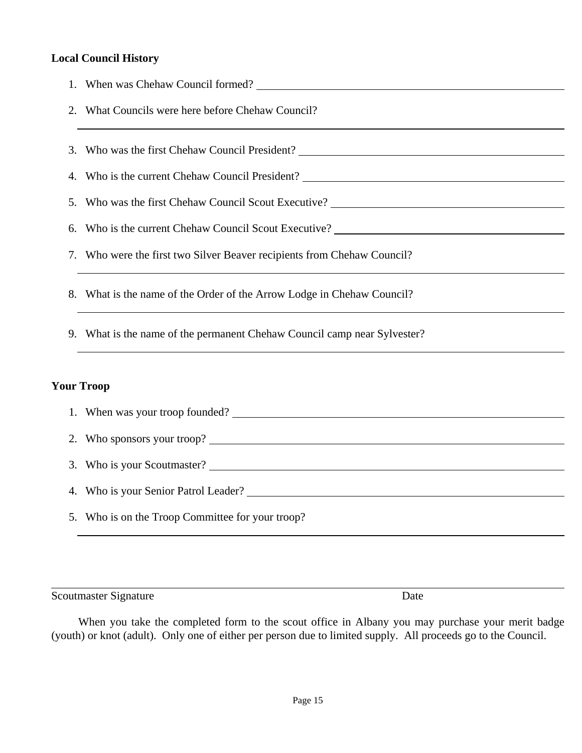**Local Council History**

1. When was Chehaw Council formed? ______________________________

2. What Councils were here before Chehaw Council?

   ______________________________

3. Who was the first Chehaw Council President? ______________________________

4. Who is the current Chehaw Council President? ______________________________

5. Who was the first Chehaw Council Scout Executive? ______________________________

6. Who is the current Chehaw Council Scout Executive? ______________________________

7. Who were the first two Silver Beaver recipients from Chehaw Council?

   ______________________________

8. What is the name of the Order of the Arrow Lodge in Chehaw Council?

   ______________________________

9. What is the name of the permanent Chehaw Council camp near Sylvester?

   ______________________________

**Your Troop**

1. When was your troop founded? ______________________________

2. Who sponsors your troop? ______________________________

3. Who is your Scoutmaster? ______________________________

4. Who is your Senior Patrol Leader? ______________________________

5. Who is on the Troop Committee for your troop?

   ______________________________

______________________________

Scoutmaster Signature Date

When you take the completed form to the scout office in Albany you may purchase your merit badge (youth) or knot (adult). Only one of either per person due to limited supply. All proceeds go to the Council.